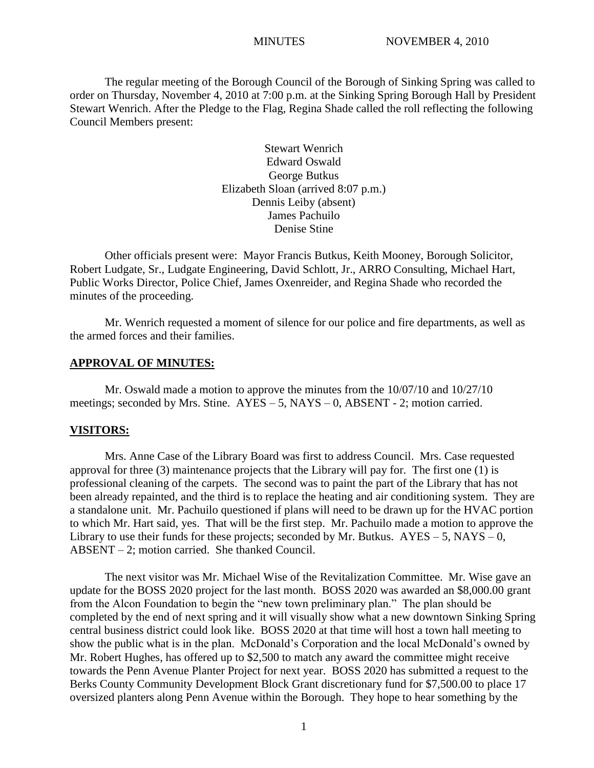MINUTES NOVEMBER 4, 2010

The regular meeting of the Borough Council of the Borough of Sinking Spring was called to order on Thursday, November 4, 2010 at 7:00 p.m. at the Sinking Spring Borough Hall by President Stewart Wenrich. After the Pledge to the Flag, Regina Shade called the roll reflecting the following Council Members present:

Stewart Wenrich
Edward Oswald
George Butkus
Elizabeth Sloan (arrived 8:07 p.m.)
Dennis Leiby (absent)
James Pachuilo
Denise Stine

Other officials present were: Mayor Francis Butkus, Keith Mooney, Borough Solicitor, Robert Ludgate, Sr., Ludgate Engineering, David Schlott, Jr., ARRO Consulting, Michael Hart, Public Works Director, Police Chief, James Oxenreider, and Regina Shade who recorded the minutes of the proceeding.

Mr. Wenrich requested a moment of silence for our police and fire departments, as well as the armed forces and their families.

## APPROVAL OF MINUTES:

Mr. Oswald made a motion to approve the minutes from the 10/07/10 and 10/27/10 meetings; seconded by Mrs. Stine. AYES – 5, NAYS – 0, ABSENT - 2; motion carried.

## VISITORS:

Mrs. Anne Case of the Library Board was first to address Council. Mrs. Case requested approval for three (3) maintenance projects that the Library will pay for. The first one (1) is professional cleaning of the carpets. The second was to paint the part of the Library that has not been already repainted, and the third is to replace the heating and air conditioning system. They are a standalone unit. Mr. Pachuilo questioned if plans will need to be drawn up for the HVAC portion to which Mr. Hart said, yes. That will be the first step. Mr. Pachuilo made a motion to approve the Library to use their funds for these projects; seconded by Mr. Butkus. AYES – 5, NAYS – 0, ABSENT – 2; motion carried. She thanked Council.

The next visitor was Mr. Michael Wise of the Revitalization Committee. Mr. Wise gave an update for the BOSS 2020 project for the last month. BOSS 2020 was awarded an $8,000.00 grant from the Alcon Foundation to begin the "new town preliminary plan." The plan should be completed by the end of next spring and it will visually show what a new downtown Sinking Spring central business district could look like. BOSS 2020 at that time will host a town hall meeting to show the public what is in the plan. McDonald's Corporation and the local McDonald's owned by Mr. Robert Hughes, has offered up to $2,500 to match any award the committee might receive towards the Penn Avenue Planter Project for next year. BOSS 2020 has submitted a request to the Berks County Community Development Block Grant discretionary fund for $7,500.00 to place 17 oversized planters along Penn Avenue within the Borough. They hope to hear something by the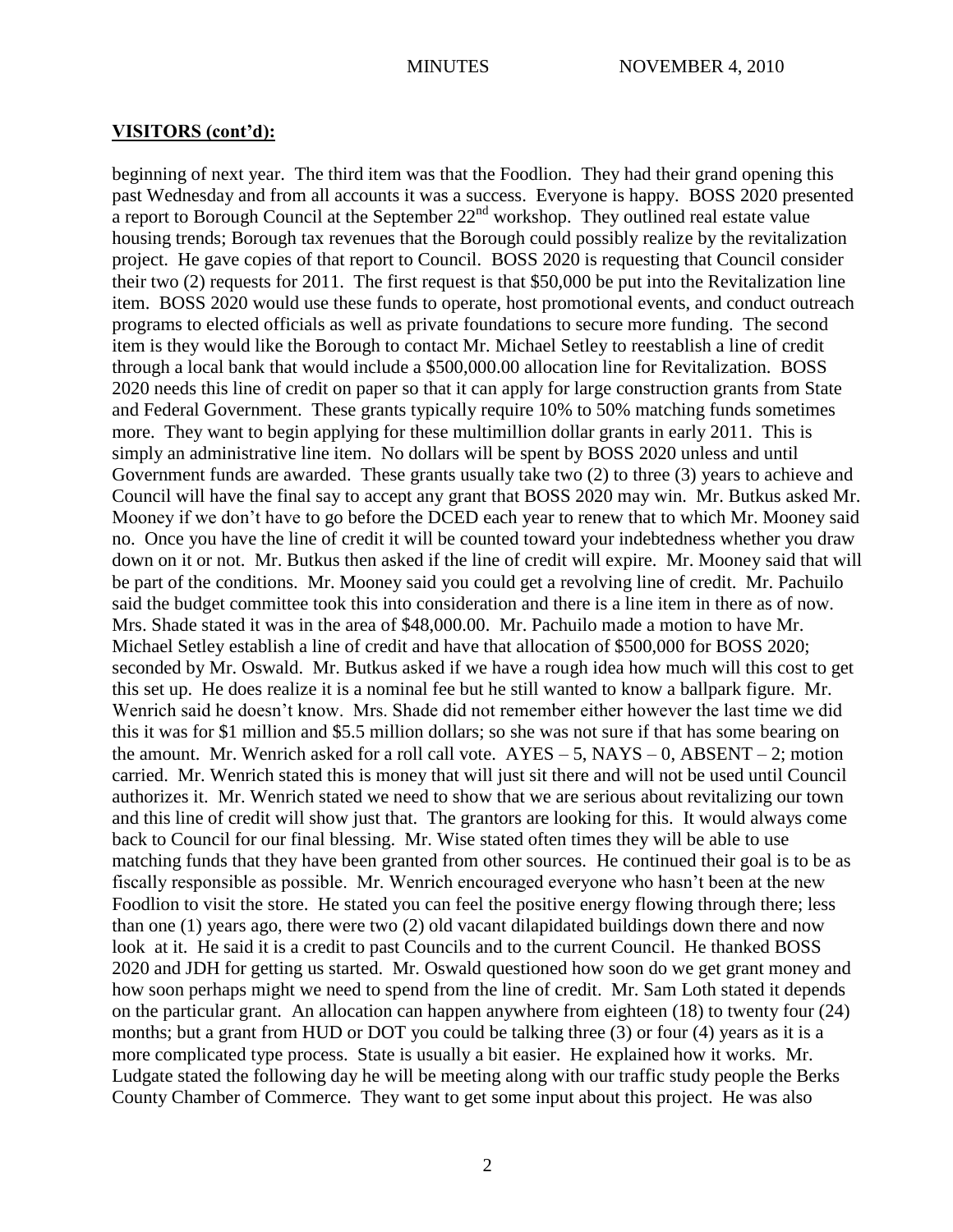## VISITORS (cont'd):

beginning of next year. The third item was that the Foodlion. They had their grand opening this past Wednesday and from all accounts it was a success. Everyone is happy. BOSS 2020 presented a report to Borough Council at the September 22nd workshop. They outlined real estate value housing trends; Borough tax revenues that the Borough could possibly realize by the revitalization project. He gave copies of that report to Council. BOSS 2020 is requesting that Council consider their two (2) requests for 2011. The first request is that $50,000 be put into the Revitalization line item. BOSS 2020 would use these funds to operate, host promotional events, and conduct outreach programs to elected officials as well as private foundations to secure more funding. The second item is they would like the Borough to contact Mr. Michael Setley to reestablish a line of credit through a local bank that would include a $500,000.00 allocation line for Revitalization. BOSS 2020 needs this line of credit on paper so that it can apply for large construction grants from State and Federal Government. These grants typically require 10% to 50% matching funds sometimes more. They want to begin applying for these multimillion dollar grants in early 2011. This is simply an administrative line item. No dollars will be spent by BOSS 2020 unless and until Government funds are awarded. These grants usually take two (2) to three (3) years to achieve and Council will have the final say to accept any grant that BOSS 2020 may win. Mr. Butkus asked Mr. Mooney if we don't have to go before the DCED each year to renew that to which Mr. Mooney said no. Once you have the line of credit it will be counted toward your indebtedness whether you draw down on it or not. Mr. Butkus then asked if the line of credit will expire. Mr. Mooney said that will be part of the conditions. Mr. Mooney said you could get a revolving line of credit. Mr. Pachuilo said the budget committee took this into consideration and there is a line item in there as of now. Mrs. Shade stated it was in the area of $48,000.00. Mr. Pachuilo made a motion to have Mr. Michael Setley establish a line of credit and have that allocation of $500,000 for BOSS 2020; seconded by Mr. Oswald. Mr. Butkus asked if we have a rough idea how much will this cost to get this set up. He does realize it is a nominal fee but he still wanted to know a ballpark figure. Mr. Wenrich said he doesn't know. Mrs. Shade did not remember either however the last time we did this it was for $1 million and $5.5 million dollars; so she was not sure if that has some bearing on the amount. Mr. Wenrich asked for a roll call vote. AYES – 5, NAYS – 0, ABSENT – 2; motion carried. Mr. Wenrich stated this is money that will just sit there and will not be used until Council authorizes it. Mr. Wenrich stated we need to show that we are serious about revitalizing our town and this line of credit will show just that. The grantors are looking for this. It would always come back to Council for our final blessing. Mr. Wise stated often times they will be able to use matching funds that they have been granted from other sources. He continued their goal is to be as fiscally responsible as possible. Mr. Wenrich encouraged everyone who hasn't been at the new Foodlion to visit the store. He stated you can feel the positive energy flowing through there; less than one (1) years ago, there were two (2) old vacant dilapidated buildings down there and now look at it. He said it is a credit to past Councils and to the current Council. He thanked BOSS 2020 and JDH for getting us started. Mr. Oswald questioned how soon do we get grant money and how soon perhaps might we need to spend from the line of credit. Mr. Sam Loth stated it depends on the particular grant. An allocation can happen anywhere from eighteen (18) to twenty four (24) months; but a grant from HUD or DOT you could be talking three (3) or four (4) years as it is a more complicated type process. State is usually a bit easier. He explained how it works. Mr. Ludgate stated the following day he will be meeting along with our traffic study people the Berks County Chamber of Commerce. They want to get some input about this project. He was also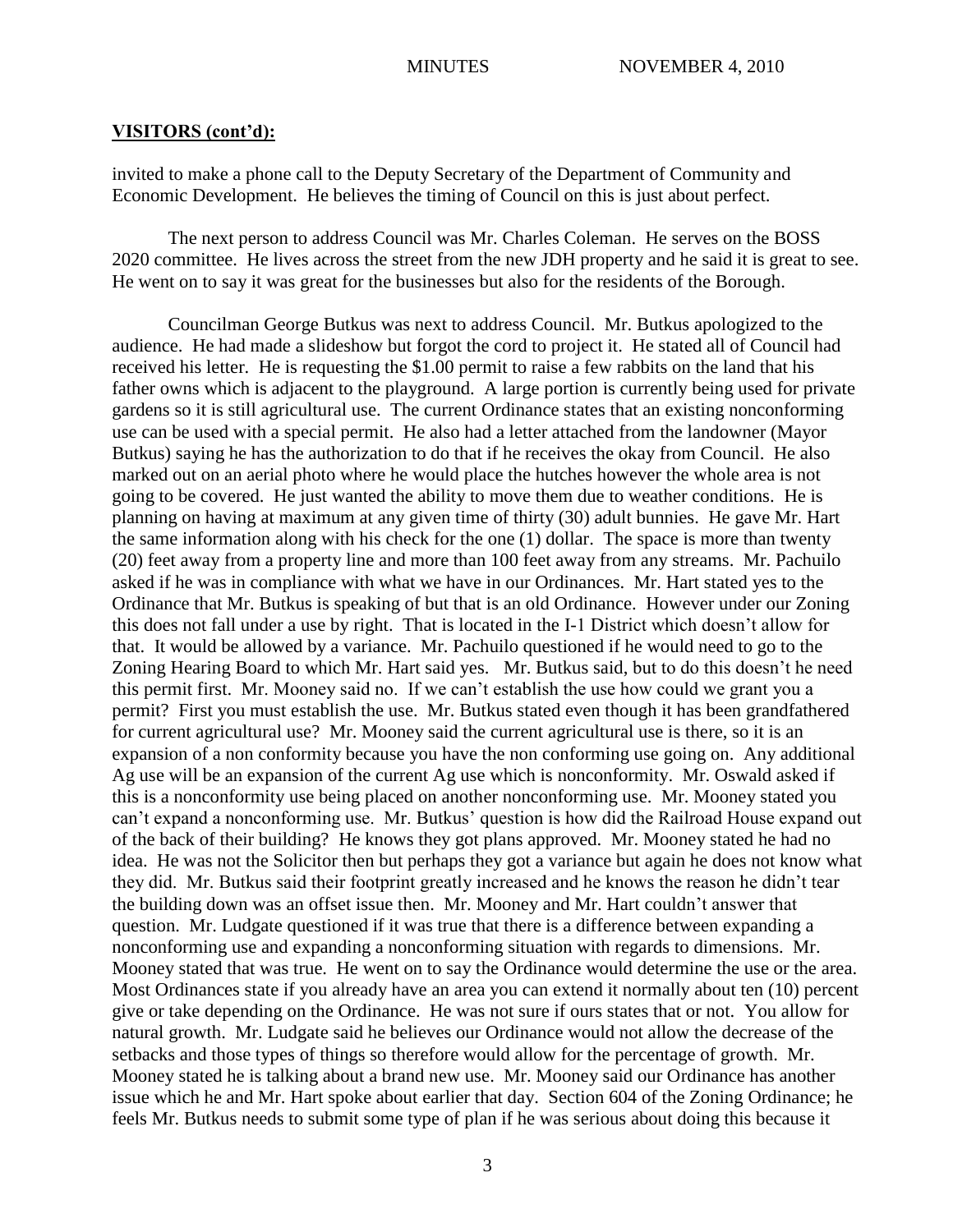**VISITORS (cont'd):**

invited to make a phone call to the Deputy Secretary of the Department of Community and Economic Development. He believes the timing of Council on this is just about perfect.

The next person to address Council was Mr. Charles Coleman. He serves on the BOSS 2020 committee. He lives across the street from the new JDH property and he said it is great to see. He went on to say it was great for the businesses but also for the residents of the Borough.

Councilman George Butkus was next to address Council. Mr. Butkus apologized to the audience. He had made a slideshow but forgot the cord to project it. He stated all of Council had received his letter. He is requesting the $1.00 permit to raise a few rabbits on the land that his father owns which is adjacent to the playground. A large portion is currently being used for private gardens so it is still agricultural use. The current Ordinance states that an existing nonconforming use can be used with a special permit. He also had a letter attached from the landowner (Mayor Butkus) saying he has the authorization to do that if he receives the okay from Council. He also marked out on an aerial photo where he would place the hutches however the whole area is not going to be covered. He just wanted the ability to move them due to weather conditions. He is planning on having at maximum at any given time of thirty (30) adult bunnies. He gave Mr. Hart the same information along with his check for the one (1) dollar. The space is more than twenty (20) feet away from a property line and more than 100 feet away from any streams. Mr. Pachuilo asked if he was in compliance with what we have in our Ordinances. Mr. Hart stated yes to the Ordinance that Mr. Butkus is speaking of but that is an old Ordinance. However under our Zoning this does not fall under a use by right. That is located in the I-1 District which doesn't allow for that. It would be allowed by a variance. Mr. Pachuilo questioned if he would need to go to the Zoning Hearing Board to which Mr. Hart said yes. Mr. Butkus said, but to do this doesn't he need this permit first. Mr. Mooney said no. If we can't establish the use how could we grant you a permit? First you must establish the use. Mr. Butkus stated even though it has been grandfathered for current agricultural use? Mr. Mooney said the current agricultural use is there, so it is an expansion of a non conformity because you have the non conforming use going on. Any additional Ag use will be an expansion of the current Ag use which is nonconformity. Mr. Oswald asked if this is a nonconformity use being placed on another nonconforming use. Mr. Mooney stated you can't expand a nonconforming use. Mr. Butkus' question is how did the Railroad House expand out of the back of their building? He knows they got plans approved. Mr. Mooney stated he had no idea. He was not the Solicitor then but perhaps they got a variance but again he does not know what they did. Mr. Butkus said their footprint greatly increased and he knows the reason he didn't tear the building down was an offset issue then. Mr. Mooney and Mr. Hart couldn't answer that question. Mr. Ludgate questioned if it was true that there is a difference between expanding a nonconforming use and expanding a nonconforming situation with regards to dimensions. Mr. Mooney stated that was true. He went on to say the Ordinance would determine the use or the area. Most Ordinances state if you already have an area you can extend it normally about ten (10) percent give or take depending on the Ordinance. He was not sure if ours states that or not. You allow for natural growth. Mr. Ludgate said he believes our Ordinance would not allow the decrease of the setbacks and those types of things so therefore would allow for the percentage of growth. Mr. Mooney stated he is talking about a brand new use. Mr. Mooney said our Ordinance has another issue which he and Mr. Hart spoke about earlier that day. Section 604 of the Zoning Ordinance; he feels Mr. Butkus needs to submit some type of plan if he was serious about doing this because it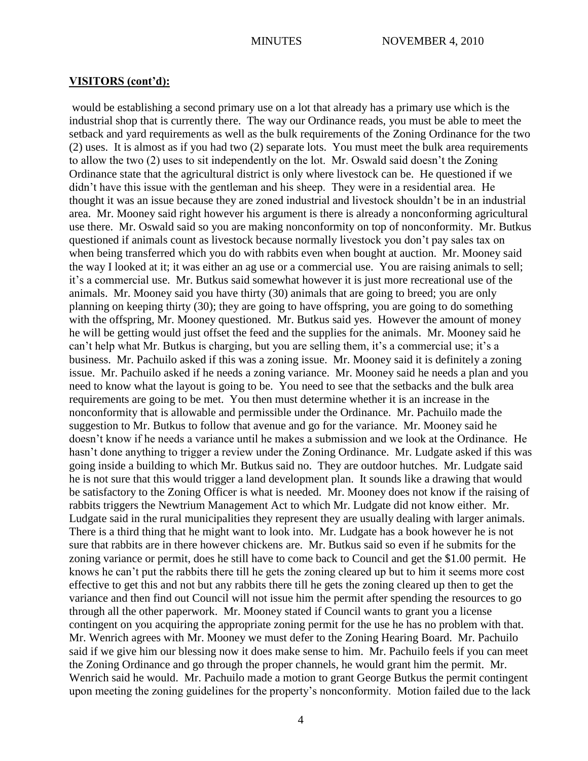**VISITORS (cont'd):**

would be establishing a second primary use on a lot that already has a primary use which is the industrial shop that is currently there. The way our Ordinance reads, you must be able to meet the setback and yard requirements as well as the bulk requirements of the Zoning Ordinance for the two (2) uses. It is almost as if you had two (2) separate lots. You must meet the bulk area requirements to allow the two (2) uses to sit independently on the lot. Mr. Oswald said doesn't the Zoning Ordinance state that the agricultural district is only where livestock can be. He questioned if we didn't have this issue with the gentleman and his sheep. They were in a residential area. He thought it was an issue because they are zoned industrial and livestock shouldn't be in an industrial area. Mr. Mooney said right however his argument is there is already a nonconforming agricultural use there. Mr. Oswald said so you are making nonconformity on top of nonconformity. Mr. Butkus questioned if animals count as livestock because normally livestock you don't pay sales tax on when being transferred which you do with rabbits even when bought at auction. Mr. Mooney said the way I looked at it; it was either an ag use or a commercial use. You are raising animals to sell; it's a commercial use. Mr. Butkus said somewhat however it is just more recreational use of the animals. Mr. Mooney said you have thirty (30) animals that are going to breed; you are only planning on keeping thirty (30); they are going to have offspring, you are going to do something with the offspring, Mr. Mooney questioned. Mr. Butkus said yes. However the amount of money he will be getting would just offset the feed and the supplies for the animals. Mr. Mooney said he can't help what Mr. Butkus is charging, but you are selling them, it's a commercial use; it's a business. Mr. Pachuilo asked if this was a zoning issue. Mr. Mooney said it is definitely a zoning issue. Mr. Pachuilo asked if he needs a zoning variance. Mr. Mooney said he needs a plan and you need to know what the layout is going to be. You need to see that the setbacks and the bulk area requirements are going to be met. You then must determine whether it is an increase in the nonconformity that is allowable and permissible under the Ordinance. Mr. Pachuilo made the suggestion to Mr. Butkus to follow that avenue and go for the variance. Mr. Mooney said he doesn't know if he needs a variance until he makes a submission and we look at the Ordinance. He hasn't done anything to trigger a review under the Zoning Ordinance. Mr. Ludgate asked if this was going inside a building to which Mr. Butkus said no. They are outdoor hutches. Mr. Ludgate said he is not sure that this would trigger a land development plan. It sounds like a drawing that would be satisfactory to the Zoning Officer is what is needed. Mr. Mooney does not know if the raising of rabbits triggers the Newtrium Management Act to which Mr. Ludgate did not know either. Mr. Ludgate said in the rural municipalities they represent they are usually dealing with larger animals. There is a third thing that he might want to look into. Mr. Ludgate has a book however he is not sure that rabbits are in there however chickens are. Mr. Butkus said so even if he submits for the zoning variance or permit, does he still have to come back to Council and get the $1.00 permit. He knows he can't put the rabbits there till he gets the zoning cleared up but to him it seems more cost effective to get this and not but any rabbits there till he gets the zoning cleared up then to get the variance and then find out Council will not issue him the permit after spending the resources to go through all the other paperwork. Mr. Mooney stated if Council wants to grant you a license contingent on you acquiring the appropriate zoning permit for the use he has no problem with that. Mr. Wenrich agrees with Mr. Mooney we must defer to the Zoning Hearing Board. Mr. Pachuilo said if we give him our blessing now it does make sense to him. Mr. Pachuilo feels if you can meet the Zoning Ordinance and go through the proper channels, he would grant him the permit. Mr. Wenrich said he would. Mr. Pachuilo made a motion to grant George Butkus the permit contingent upon meeting the zoning guidelines for the property's nonconformity. Motion failed due to the lack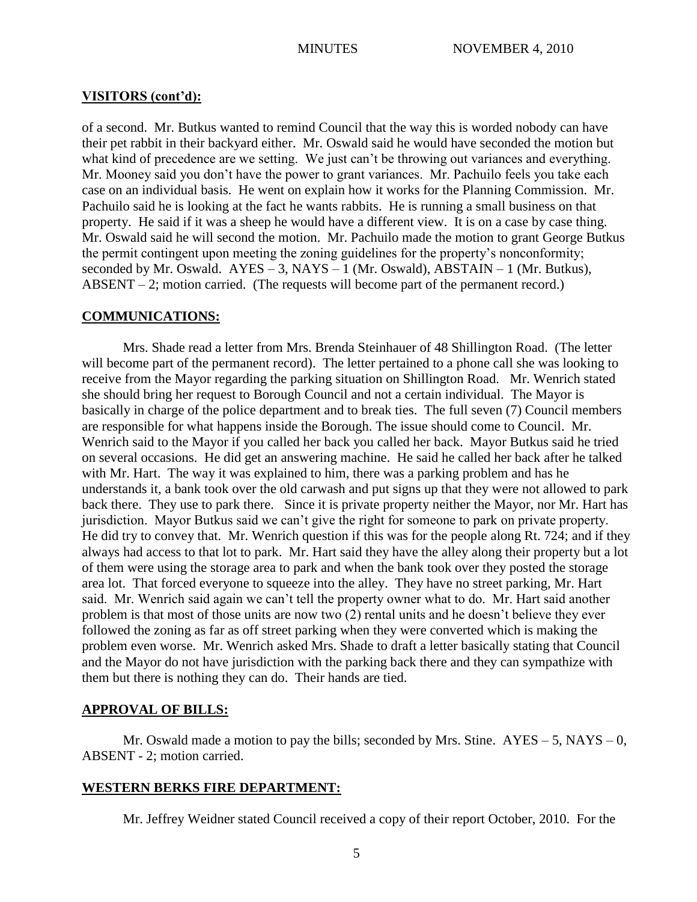## VISITORS (cont'd):

of a second. Mr. Butkus wanted to remind Council that the way this is worded nobody can have their pet rabbit in their backyard either. Mr. Oswald said he would have seconded the motion but what kind of precedence are we setting. We just can't be throwing out variances and everything. Mr. Mooney said you don't have the power to grant variances. Mr. Pachuilo feels you take each case on an individual basis. He went on explain how it works for the Planning Commission. Mr. Pachuilo said he is looking at the fact he wants rabbits. He is running a small business on that property. He said if it was a sheep he would have a different view. It is on a case by case thing. Mr. Oswald said he will second the motion. Mr. Pachuilo made the motion to grant George Butkus the permit contingent upon meeting the zoning guidelines for the property's nonconformity; seconded by Mr. Oswald. AYES – 3, NAYS – 1 (Mr. Oswald), ABSTAIN – 1 (Mr. Butkus), ABSENT – 2; motion carried. (The requests will become part of the permanent record.)

## COMMUNICATIONS:

Mrs. Shade read a letter from Mrs. Brenda Steinhauer of 48 Shillington Road. (The letter will become part of the permanent record). The letter pertained to a phone call she was looking to receive from the Mayor regarding the parking situation on Shillington Road. Mr. Wenrich stated she should bring her request to Borough Council and not a certain individual. The Mayor is basically in charge of the police department and to break ties. The full seven (7) Council members are responsible for what happens inside the Borough. The issue should come to Council. Mr. Wenrich said to the Mayor if you called her back you called her back. Mayor Butkus said he tried on several occasions. He did get an answering machine. He said he called her back after he talked with Mr. Hart. The way it was explained to him, there was a parking problem and has he understands it, a bank took over the old carwash and put signs up that they were not allowed to park back there. They use to park there. Since it is private property neither the Mayor, nor Mr. Hart has jurisdiction. Mayor Butkus said we can't give the right for someone to park on private property. He did try to convey that. Mr. Wenrich question if this was for the people along Rt. 724; and if they always had access to that lot to park. Mr. Hart said they have the alley along their property but a lot of them were using the storage area to park and when the bank took over they posted the storage area lot. That forced everyone to squeeze into the alley. They have no street parking, Mr. Hart said. Mr. Wenrich said again we can't tell the property owner what to do. Mr. Hart said another problem is that most of those units are now two (2) rental units and he doesn't believe they ever followed the zoning as far as off street parking when they were converted which is making the problem even worse. Mr. Wenrich asked Mrs. Shade to draft a letter basically stating that Council and the Mayor do not have jurisdiction with the parking back there and they can sympathize with them but there is nothing they can do. Their hands are tied.

## APPROVAL OF BILLS:

Mr. Oswald made a motion to pay the bills; seconded by Mrs. Stine. AYES – 5, NAYS – 0, ABSENT - 2; motion carried.

## WESTERN BERKS FIRE DEPARTMENT:

Mr. Jeffrey Weidner stated Council received a copy of their report October, 2010. For the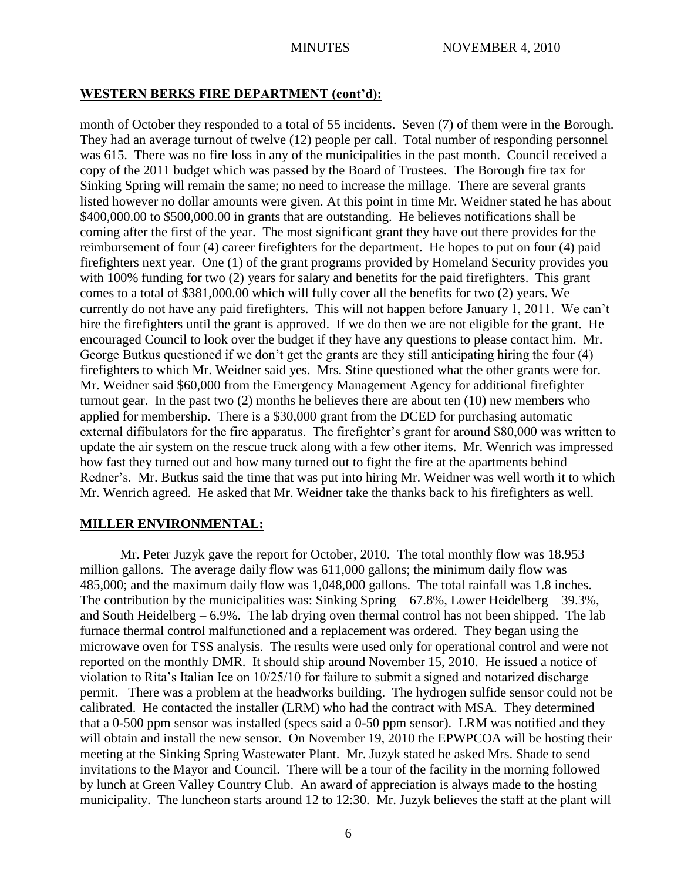## **WESTERN BERKS FIRE DEPARTMENT (cont'd):**

month of October they responded to a total of 55 incidents. Seven (7) of them were in the Borough. They had an average turnout of twelve (12) people per call. Total number of responding personnel was 615. There was no fire loss in any of the municipalities in the past month. Council received a copy of the 2011 budget which was passed by the Board of Trustees. The Borough fire tax for Sinking Spring will remain the same; no need to increase the millage. There are several grants listed however no dollar amounts were given. At this point in time Mr. Weidner stated he has about \$400,000.00 to \$500,000.00 in grants that are outstanding. He believes notifications shall be coming after the first of the year. The most significant grant they have out there provides for the reimbursement of four (4) career firefighters for the department. He hopes to put on four (4) paid firefighters next year. One (1) of the grant programs provided by Homeland Security provides you with 100% funding for two (2) years for salary and benefits for the paid firefighters. This grant comes to a total of \$381,000.00 which will fully cover all the benefits for two (2) years. We currently do not have any paid firefighters. This will not happen before January 1, 2011. We can't hire the firefighters until the grant is approved. If we do then we are not eligible for the grant. He encouraged Council to look over the budget if they have any questions to please contact him. Mr. George Butkus questioned if we don't get the grants are they still anticipating hiring the four (4) firefighters to which Mr. Weidner said yes. Mrs. Stine questioned what the other grants were for. Mr. Weidner said \$60,000 from the Emergency Management Agency for additional firefighter turnout gear. In the past two (2) months he believes there are about ten (10) new members who applied for membership. There is a \$30,000 grant from the DCED for purchasing automatic external difibulators for the fire apparatus. The firefighter's grant for around \$80,000 was written to update the air system on the rescue truck along with a few other items. Mr. Wenrich was impressed how fast they turned out and how many turned out to fight the fire at the apartments behind Redner's. Mr. Butkus said the time that was put into hiring Mr. Weidner was well worth it to which Mr. Wenrich agreed. He asked that Mr. Weidner take the thanks back to his firefighters as well.

## **MILLER ENVIRONMENTAL:**

Mr. Peter Juzyk gave the report for October, 2010. The total monthly flow was 18.953 million gallons. The average daily flow was 611,000 gallons; the minimum daily flow was 485,000; and the maximum daily flow was 1,048,000 gallons. The total rainfall was 1.8 inches. The contribution by the municipalities was: Sinking Spring – 67.8%, Lower Heidelberg – 39.3%, and South Heidelberg – 6.9%. The lab drying oven thermal control has not been shipped. The lab furnace thermal control malfunctioned and a replacement was ordered. They began using the microwave oven for TSS analysis. The results were used only for operational control and were not reported on the monthly DMR. It should ship around November 15, 2010. He issued a notice of violation to Rita's Italian Ice on 10/25/10 for failure to submit a signed and notarized discharge permit. There was a problem at the headworks building. The hydrogen sulfide sensor could not be calibrated. He contacted the installer (LRM) who had the contract with MSA. They determined that a 0-500 ppm sensor was installed (specs said a 0-50 ppm sensor). LRM was notified and they will obtain and install the new sensor. On November 19, 2010 the EPWPCOA will be hosting their meeting at the Sinking Spring Wastewater Plant. Mr. Juzyk stated he asked Mrs. Shade to send invitations to the Mayor and Council. There will be a tour of the facility in the morning followed by lunch at Green Valley Country Club. An award of appreciation is always made to the hosting municipality. The luncheon starts around 12 to 12:30. Mr. Juzyk believes the staff at the plant will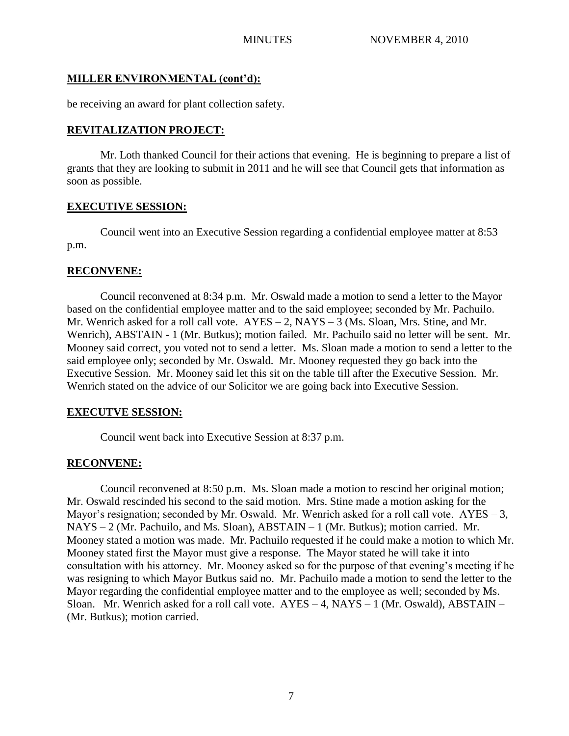## MILLER ENVIRONMENTAL (cont'd):

be receiving an award for plant collection safety.

## REVITALIZATION PROJECT:

Mr. Loth thanked Council for their actions that evening. He is beginning to prepare a list of grants that they are looking to submit in 2011 and he will see that Council gets that information as soon as possible.

## EXECUTIVE SESSION:

Council went into an Executive Session regarding a confidential employee matter at 8:53 p.m.

## RECONVENE:

Council reconvened at 8:34 p.m. Mr. Oswald made a motion to send a letter to the Mayor based on the confidential employee matter and to the said employee; seconded by Mr. Pachuilo. Mr. Wenrich asked for a roll call vote. AYES – 2, NAYS – 3 (Ms. Sloan, Mrs. Stine, and Mr. Wenrich), ABSTAIN - 1 (Mr. Butkus); motion failed. Mr. Pachuilo said no letter will be sent. Mr. Mooney said correct, you voted not to send a letter. Ms. Sloan made a motion to send a letter to the said employee only; seconded by Mr. Oswald. Mr. Mooney requested they go back into the Executive Session. Mr. Mooney said let this sit on the table till after the Executive Session. Mr. Wenrich stated on the advice of our Solicitor we are going back into Executive Session.

## EXECUTVE SESSION:

Council went back into Executive Session at 8:37 p.m.

## RECONVENE:

Council reconvened at 8:50 p.m. Ms. Sloan made a motion to rescind her original motion; Mr. Oswald rescinded his second to the said motion. Mrs. Stine made a motion asking for the Mayor's resignation; seconded by Mr. Oswald. Mr. Wenrich asked for a roll call vote. AYES – 3, NAYS – 2 (Mr. Pachuilo, and Ms. Sloan), ABSTAIN – 1 (Mr. Butkus); motion carried. Mr. Mooney stated a motion was made. Mr. Pachuilo requested if he could make a motion to which Mr. Mooney stated first the Mayor must give a response. The Mayor stated he will take it into consultation with his attorney. Mr. Mooney asked so for the purpose of that evening's meeting if he was resigning to which Mayor Butkus said no. Mr. Pachuilo made a motion to send the letter to the Mayor regarding the confidential employee matter and to the employee as well; seconded by Ms. Sloan. Mr. Wenrich asked for a roll call vote. AYES – 4, NAYS – 1 (Mr. Oswald), ABSTAIN – (Mr. Butkus); motion carried.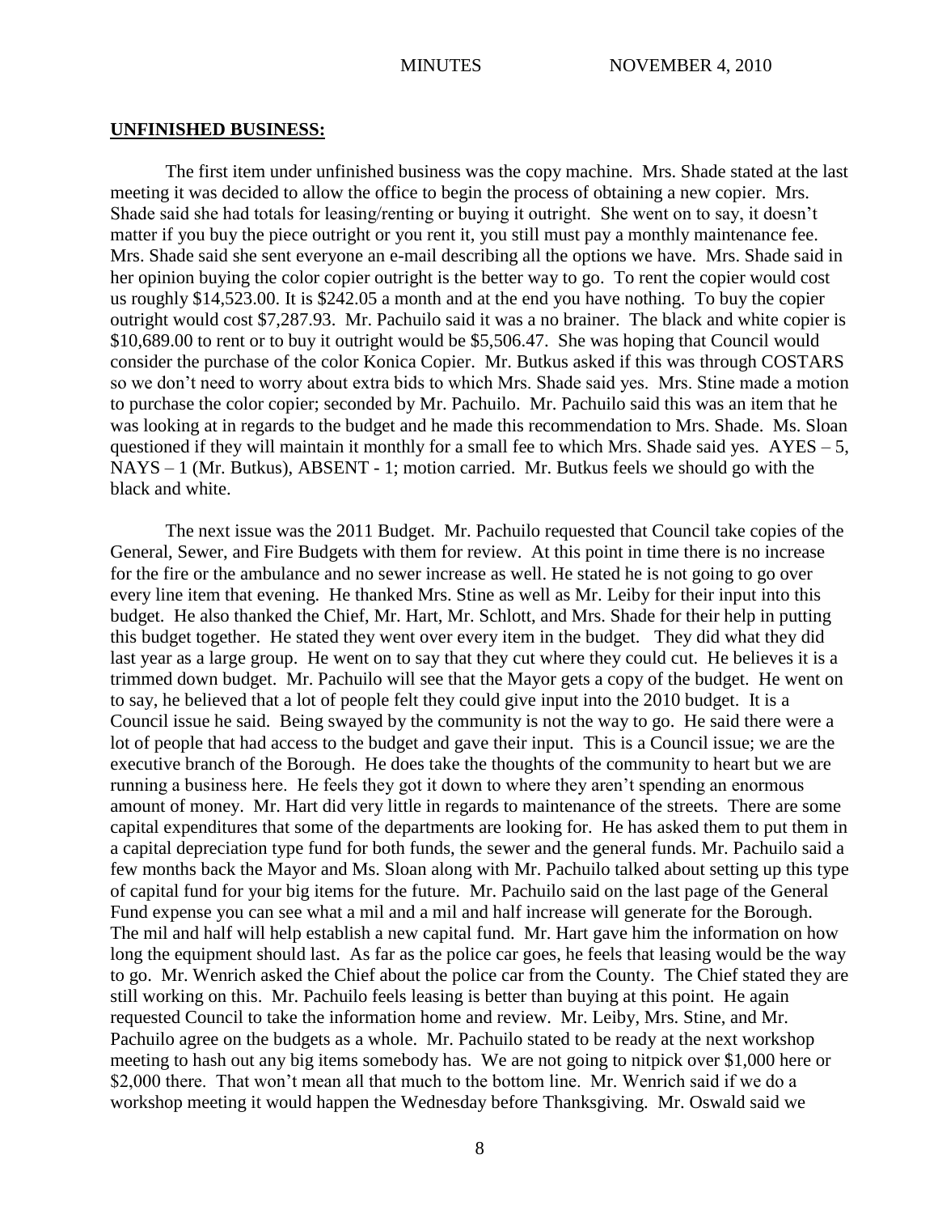**UNFINISHED BUSINESS:**

The first item under unfinished business was the copy machine. Mrs. Shade stated at the last meeting it was decided to allow the office to begin the process of obtaining a new copier. Mrs. Shade said she had totals for leasing/renting or buying it outright. She went on to say, it doesn't matter if you buy the piece outright or you rent it, you still must pay a monthly maintenance fee. Mrs. Shade said she sent everyone an e-mail describing all the options we have. Mrs. Shade said in her opinion buying the color copier outright is the better way to go. To rent the copier would cost us roughly $14,523.00. It is $242.05 a month and at the end you have nothing. To buy the copier outright would cost $7,287.93. Mr. Pachuilo said it was a no brainer. The black and white copier is $10,689.00 to rent or to buy it outright would be $5,506.47. She was hoping that Council would consider the purchase of the color Konica Copier. Mr. Butkus asked if this was through COSTARS so we don't need to worry about extra bids to which Mrs. Shade said yes. Mrs. Stine made a motion to purchase the color copier; seconded by Mr. Pachuilo. Mr. Pachuilo said this was an item that he was looking at in regards to the budget and he made this recommendation to Mrs. Shade. Ms. Sloan questioned if they will maintain it monthly for a small fee to which Mrs. Shade said yes. AYES – 5, NAYS – 1 (Mr. Butkus), ABSENT - 1; motion carried. Mr. Butkus feels we should go with the black and white.

The next issue was the 2011 Budget. Mr. Pachuilo requested that Council take copies of the General, Sewer, and Fire Budgets with them for review. At this point in time there is no increase for the fire or the ambulance and no sewer increase as well. He stated he is not going to go over every line item that evening. He thanked Mrs. Stine as well as Mr. Leiby for their input into this budget. He also thanked the Chief, Mr. Hart, Mr. Schlott, and Mrs. Shade for their help in putting this budget together. He stated they went over every item in the budget. They did what they did last year as a large group. He went on to say that they cut where they could cut. He believes it is a trimmed down budget. Mr. Pachuilo will see that the Mayor gets a copy of the budget. He went on to say, he believed that a lot of people felt they could give input into the 2010 budget. It is a Council issue he said. Being swayed by the community is not the way to go. He said there were a lot of people that had access to the budget and gave their input. This is a Council issue; we are the executive branch of the Borough. He does take the thoughts of the community to heart but we are running a business here. He feels they got it down to where they aren't spending an enormous amount of money. Mr. Hart did very little in regards to maintenance of the streets. There are some capital expenditures that some of the departments are looking for. He has asked them to put them in a capital depreciation type fund for both funds, the sewer and the general funds. Mr. Pachuilo said a few months back the Mayor and Ms. Sloan along with Mr. Pachuilo talked about setting up this type of capital fund for your big items for the future. Mr. Pachuilo said on the last page of the General Fund expense you can see what a mil and a mil and half increase will generate for the Borough. The mil and half will help establish a new capital fund. Mr. Hart gave him the information on how long the equipment should last. As far as the police car goes, he feels that leasing would be the way to go. Mr. Wenrich asked the Chief about the police car from the County. The Chief stated they are still working on this. Mr. Pachuilo feels leasing is better than buying at this point. He again requested Council to take the information home and review. Mr. Leiby, Mrs. Stine, and Mr. Pachuilo agree on the budgets as a whole. Mr. Pachuilo stated to be ready at the next workshop meeting to hash out any big items somebody has. We are not going to nitpick over $1,000 here or $2,000 there. That won't mean all that much to the bottom line. Mr. Wenrich said if we do a workshop meeting it would happen the Wednesday before Thanksgiving. Mr. Oswald said we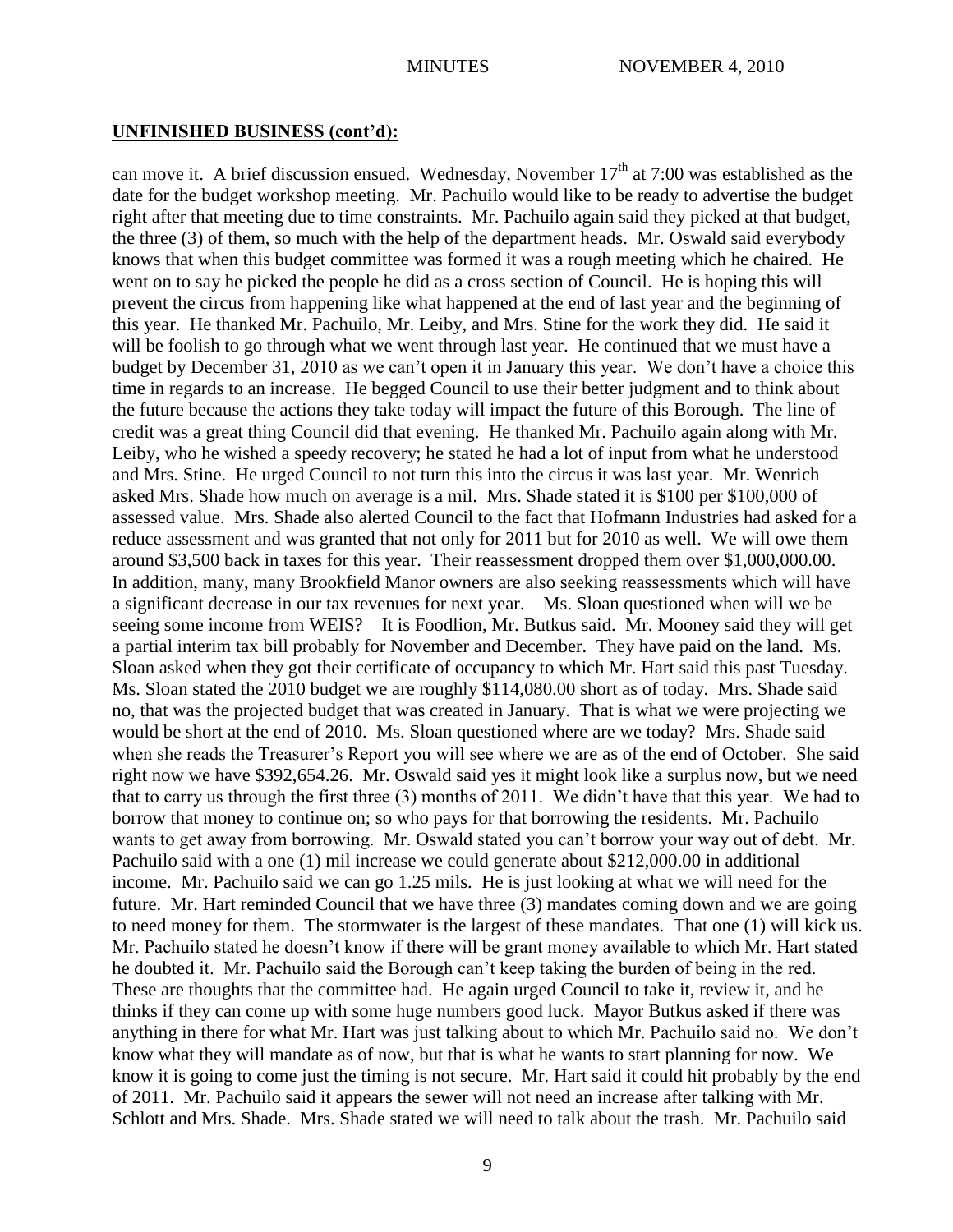## UNFINISHED BUSINESS (cont'd):

can move it. A brief discussion ensued. Wednesday, November 17th at 7:00 was established as the date for the budget workshop meeting. Mr. Pachuilo would like to be ready to advertise the budget right after that meeting due to time constraints. Mr. Pachuilo again said they picked at that budget, the three (3) of them, so much with the help of the department heads. Mr. Oswald said everybody knows that when this budget committee was formed it was a rough meeting which he chaired. He went on to say he picked the people he did as a cross section of Council. He is hoping this will prevent the circus from happening like what happened at the end of last year and the beginning of this year. He thanked Mr. Pachuilo, Mr. Leiby, and Mrs. Stine for the work they did. He said it will be foolish to go through what we went through last year. He continued that we must have a budget by December 31, 2010 as we can't open it in January this year. We don't have a choice this time in regards to an increase. He begged Council to use their better judgment and to think about the future because the actions they take today will impact the future of this Borough. The line of credit was a great thing Council did that evening. He thanked Mr. Pachuilo again along with Mr. Leiby, who he wished a speedy recovery; he stated he had a lot of input from what he understood and Mrs. Stine. He urged Council to not turn this into the circus it was last year. Mr. Wenrich asked Mrs. Shade how much on average is a mil. Mrs. Shade stated it is $100 per $100,000 of assessed value. Mrs. Shade also alerted Council to the fact that Hofmann Industries had asked for a reduce assessment and was granted that not only for 2011 but for 2010 as well. We will owe them around $3,500 back in taxes for this year. Their reassessment dropped them over $1,000,000.00. In addition, many, many Brookfield Manor owners are also seeking reassessments which will have a significant decrease in our tax revenues for next year. Ms. Sloan questioned when will we be seeing some income from WEIS? It is Foodlion, Mr. Butkus said. Mr. Mooney said they will get a partial interim tax bill probably for November and December. They have paid on the land. Ms. Sloan asked when they got their certificate of occupancy to which Mr. Hart said this past Tuesday. Ms. Sloan stated the 2010 budget we are roughly $114,080.00 short as of today. Mrs. Shade said no, that was the projected budget that was created in January. That is what we were projecting we would be short at the end of 2010. Ms. Sloan questioned where are we today? Mrs. Shade said when she reads the Treasurer's Report you will see where we are as of the end of October. She said right now we have $392,654.26. Mr. Oswald said yes it might look like a surplus now, but we need that to carry us through the first three (3) months of 2011. We didn't have that this year. We had to borrow that money to continue on; so who pays for that borrowing the residents. Mr. Pachuilo wants to get away from borrowing. Mr. Oswald stated you can't borrow your way out of debt. Mr. Pachuilo said with a one (1) mil increase we could generate about $212,000.00 in additional income. Mr. Pachuilo said we can go 1.25 mils. He is just looking at what we will need for the future. Mr. Hart reminded Council that we have three (3) mandates coming down and we are going to need money for them. The stormwater is the largest of these mandates. That one (1) will kick us. Mr. Pachuilo stated he doesn't know if there will be grant money available to which Mr. Hart stated he doubted it. Mr. Pachuilo said the Borough can't keep taking the burden of being in the red. These are thoughts that the committee had. He again urged Council to take it, review it, and he thinks if they can come up with some huge numbers good luck. Mayor Butkus asked if there was anything in there for what Mr. Hart was just talking about to which Mr. Pachuilo said no. We don't know what they will mandate as of now, but that is what he wants to start planning for now. We know it is going to come just the timing is not secure. Mr. Hart said it could hit probably by the end of 2011. Mr. Pachuilo said it appears the sewer will not need an increase after talking with Mr. Schlott and Mrs. Shade. Mrs. Shade stated we will need to talk about the trash. Mr. Pachuilo said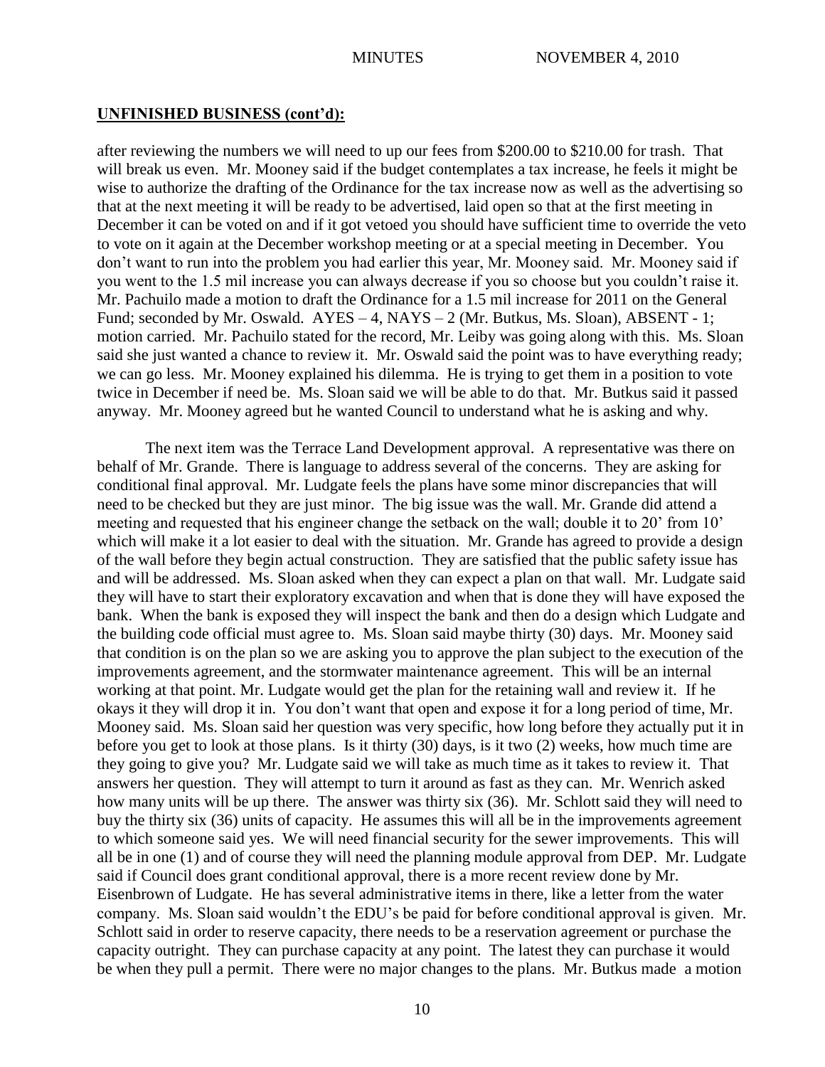**UNFINISHED BUSINESS (cont'd):**

after reviewing the numbers we will need to up our fees from $200.00 to $210.00 for trash. That will break us even. Mr. Mooney said if the budget contemplates a tax increase, he feels it might be wise to authorize the drafting of the Ordinance for the tax increase now as well as the advertising so that at the next meeting it will be ready to be advertised, laid open so that at the first meeting in December it can be voted on and if it got vetoed you should have sufficient time to override the veto to vote on it again at the December workshop meeting or at a special meeting in December. You don't want to run into the problem you had earlier this year, Mr. Mooney said. Mr. Mooney said if you went to the 1.5 mil increase you can always decrease if you so choose but you couldn't raise it. Mr. Pachuilo made a motion to draft the Ordinance for a 1.5 mil increase for 2011 on the General Fund; seconded by Mr. Oswald. AYES – 4, NAYS – 2 (Mr. Butkus, Ms. Sloan), ABSENT - 1; motion carried. Mr. Pachuilo stated for the record, Mr. Leiby was going along with this. Ms. Sloan said she just wanted a chance to review it. Mr. Oswald said the point was to have everything ready; we can go less. Mr. Mooney explained his dilemma. He is trying to get them in a position to vote twice in December if need be. Ms. Sloan said we will be able to do that. Mr. Butkus said it passed anyway. Mr. Mooney agreed but he wanted Council to understand what he is asking and why.

The next item was the Terrace Land Development approval. A representative was there on behalf of Mr. Grande. There is language to address several of the concerns. They are asking for conditional final approval. Mr. Ludgate feels the plans have some minor discrepancies that will need to be checked but they are just minor. The big issue was the wall. Mr. Grande did attend a meeting and requested that his engineer change the setback on the wall; double it to 20' from 10' which will make it a lot easier to deal with the situation. Mr. Grande has agreed to provide a design of the wall before they begin actual construction. They are satisfied that the public safety issue has and will be addressed. Ms. Sloan asked when they can expect a plan on that wall. Mr. Ludgate said they will have to start their exploratory excavation and when that is done they will have exposed the bank. When the bank is exposed they will inspect the bank and then do a design which Ludgate and the building code official must agree to. Ms. Sloan said maybe thirty (30) days. Mr. Mooney said that condition is on the plan so we are asking you to approve the plan subject to the execution of the improvements agreement, and the stormwater maintenance agreement. This will be an internal working at that point. Mr. Ludgate would get the plan for the retaining wall and review it. If he okays it they will drop it in. You don't want that open and expose it for a long period of time, Mr. Mooney said. Ms. Sloan said her question was very specific, how long before they actually put it in before you get to look at those plans. Is it thirty (30) days, is it two (2) weeks, how much time are they going to give you? Mr. Ludgate said we will take as much time as it takes to review it. That answers her question. They will attempt to turn it around as fast as they can. Mr. Wenrich asked how many units will be up there. The answer was thirty six (36). Mr. Schlott said they will need to buy the thirty six (36) units of capacity. He assumes this will all be in the improvements agreement to which someone said yes. We will need financial security for the sewer improvements. This will all be in one (1) and of course they will need the planning module approval from DEP. Mr. Ludgate said if Council does grant conditional approval, there is a more recent review done by Mr. Eisenbrown of Ludgate. He has several administrative items in there, like a letter from the water company. Ms. Sloan said wouldn't the EDU's be paid for before conditional approval is given. Mr. Schlott said in order to reserve capacity, there needs to be a reservation agreement or purchase the capacity outright. They can purchase capacity at any point. The latest they can purchase it would be when they pull a permit. There were no major changes to the plans. Mr. Butkus made a motion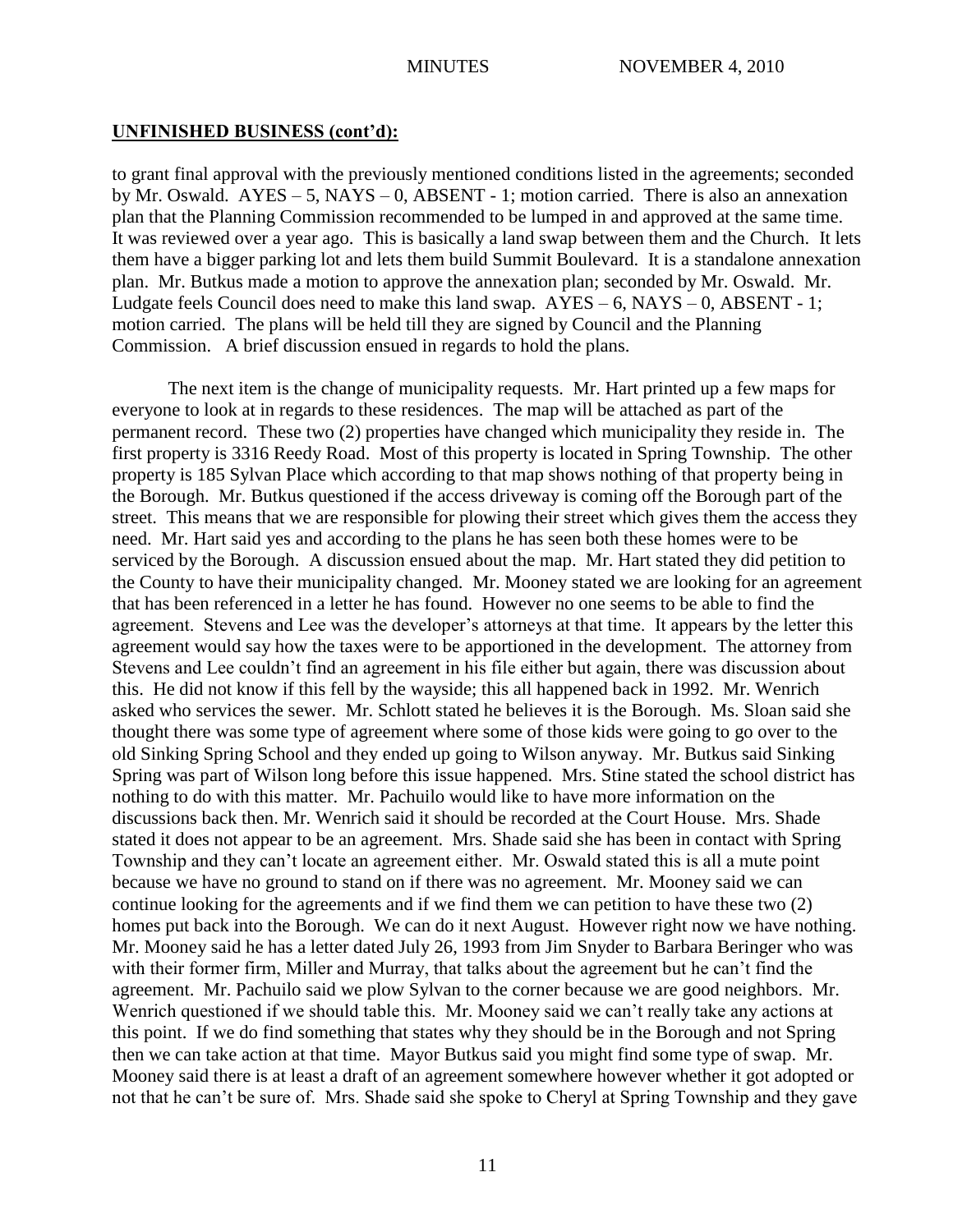## UNFINISHED BUSINESS (cont'd):

to grant final approval with the previously mentioned conditions listed in the agreements; seconded by Mr. Oswald. AYES – 5, NAYS – 0, ABSENT - 1; motion carried. There is also an annexation plan that the Planning Commission recommended to be lumped in and approved at the same time. It was reviewed over a year ago. This is basically a land swap between them and the Church. It lets them have a bigger parking lot and lets them build Summit Boulevard. It is a standalone annexation plan. Mr. Butkus made a motion to approve the annexation plan; seconded by Mr. Oswald. Mr. Ludgate feels Council does need to make this land swap. AYES – 6, NAYS – 0, ABSENT - 1; motion carried. The plans will be held till they are signed by Council and the Planning Commission. A brief discussion ensued in regards to hold the plans.

The next item is the change of municipality requests. Mr. Hart printed up a few maps for everyone to look at in regards to these residences. The map will be attached as part of the permanent record. These two (2) properties have changed which municipality they reside in. The first property is 3316 Reedy Road. Most of this property is located in Spring Township. The other property is 185 Sylvan Place which according to that map shows nothing of that property being in the Borough. Mr. Butkus questioned if the access driveway is coming off the Borough part of the street. This means that we are responsible for plowing their street which gives them the access they need. Mr. Hart said yes and according to the plans he has seen both these homes were to be serviced by the Borough. A discussion ensued about the map. Mr. Hart stated they did petition to the County to have their municipality changed. Mr. Mooney stated we are looking for an agreement that has been referenced in a letter he has found. However no one seems to be able to find the agreement. Stevens and Lee was the developer's attorneys at that time. It appears by the letter this agreement would say how the taxes were to be apportioned in the development. The attorney from Stevens and Lee couldn't find an agreement in his file either but again, there was discussion about this. He did not know if this fell by the wayside; this all happened back in 1992. Mr. Wenrich asked who services the sewer. Mr. Schlott stated he believes it is the Borough. Ms. Sloan said she thought there was some type of agreement where some of those kids were going to go over to the old Sinking Spring School and they ended up going to Wilson anyway. Mr. Butkus said Sinking Spring was part of Wilson long before this issue happened. Mrs. Stine stated the school district has nothing to do with this matter. Mr. Pachuilo would like to have more information on the discussions back then. Mr. Wenrich said it should be recorded at the Court House. Mrs. Shade stated it does not appear to be an agreement. Mrs. Shade said she has been in contact with Spring Township and they can't locate an agreement either. Mr. Oswald stated this is all a mute point because we have no ground to stand on if there was no agreement. Mr. Mooney said we can continue looking for the agreements and if we find them we can petition to have these two (2) homes put back into the Borough. We can do it next August. However right now we have nothing. Mr. Mooney said he has a letter dated July 26, 1993 from Jim Snyder to Barbara Beringer who was with their former firm, Miller and Murray, that talks about the agreement but he can't find the agreement. Mr. Pachuilo said we plow Sylvan to the corner because we are good neighbors. Mr. Wenrich questioned if we should table this. Mr. Mooney said we can't really take any actions at this point. If we do find something that states why they should be in the Borough and not Spring then we can take action at that time. Mayor Butkus said you might find some type of swap. Mr. Mooney said there is at least a draft of an agreement somewhere however whether it got adopted or not that he can't be sure of. Mrs. Shade said she spoke to Cheryl at Spring Township and they gave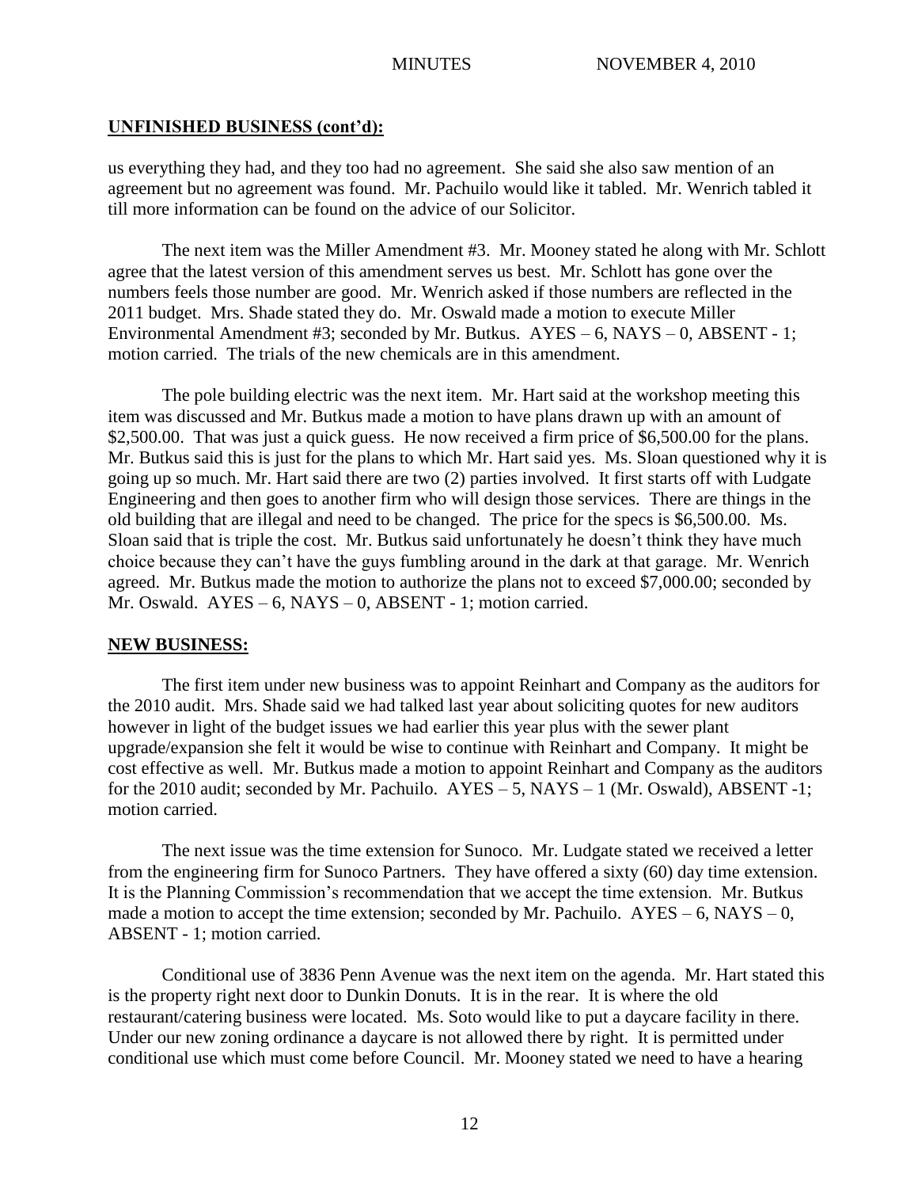**UNFINISHED BUSINESS (cont'd):**

us everything they had, and they too had no agreement. She said she also saw mention of an agreement but no agreement was found. Mr. Pachuilo would like it tabled. Mr. Wenrich tabled it till more information can be found on the advice of our Solicitor.

The next item was the Miller Amendment #3. Mr. Mooney stated he along with Mr. Schlott agree that the latest version of this amendment serves us best. Mr. Schlott has gone over the numbers feels those number are good. Mr. Wenrich asked if those numbers are reflected in the 2011 budget. Mrs. Shade stated they do. Mr. Oswald made a motion to execute Miller Environmental Amendment #3; seconded by Mr. Butkus. AYES – 6, NAYS – 0, ABSENT - 1; motion carried. The trials of the new chemicals are in this amendment.

The pole building electric was the next item. Mr. Hart said at the workshop meeting this item was discussed and Mr. Butkus made a motion to have plans drawn up with an amount of $2,500.00. That was just a quick guess. He now received a firm price of $6,500.00 for the plans. Mr. Butkus said this is just for the plans to which Mr. Hart said yes. Ms. Sloan questioned why it is going up so much. Mr. Hart said there are two (2) parties involved. It first starts off with Ludgate Engineering and then goes to another firm who will design those services. There are things in the old building that are illegal and need to be changed. The price for the specs is $6,500.00. Ms. Sloan said that is triple the cost. Mr. Butkus said unfortunately he doesn't think they have much choice because they can't have the guys fumbling around in the dark at that garage. Mr. Wenrich agreed. Mr. Butkus made the motion to authorize the plans not to exceed $7,000.00; seconded by Mr. Oswald. AYES – 6, NAYS – 0, ABSENT - 1; motion carried.

**NEW BUSINESS:**

The first item under new business was to appoint Reinhart and Company as the auditors for the 2010 audit. Mrs. Shade said we had talked last year about soliciting quotes for new auditors however in light of the budget issues we had earlier this year plus with the sewer plant upgrade/expansion she felt it would be wise to continue with Reinhart and Company. It might be cost effective as well. Mr. Butkus made a motion to appoint Reinhart and Company as the auditors for the 2010 audit; seconded by Mr. Pachuilo. AYES – 5, NAYS – 1 (Mr. Oswald), ABSENT -1; motion carried.

The next issue was the time extension for Sunoco. Mr. Ludgate stated we received a letter from the engineering firm for Sunoco Partners. They have offered a sixty (60) day time extension. It is the Planning Commission's recommendation that we accept the time extension. Mr. Butkus made a motion to accept the time extension; seconded by Mr. Pachuilo. AYES – 6, NAYS – 0, ABSENT - 1; motion carried.

Conditional use of 3836 Penn Avenue was the next item on the agenda. Mr. Hart stated this is the property right next door to Dunkin Donuts. It is in the rear. It is where the old restaurant/catering business were located. Ms. Soto would like to put a daycare facility in there. Under our new zoning ordinance a daycare is not allowed there by right. It is permitted under conditional use which must come before Council. Mr. Mooney stated we need to have a hearing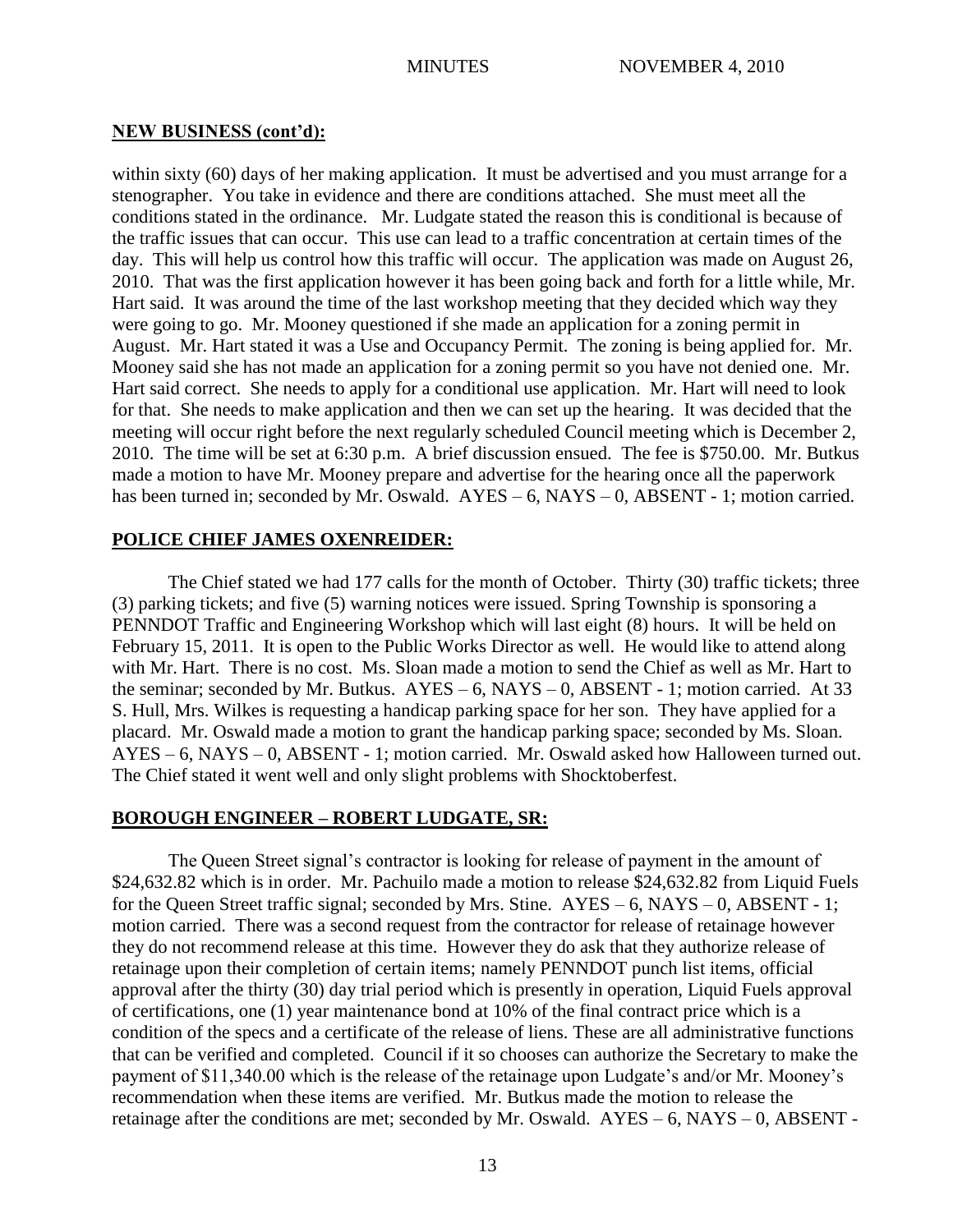## NEW BUSINESS (cont'd):

within sixty (60) days of her making application. It must be advertised and you must arrange for a stenographer. You take in evidence and there are conditions attached. She must meet all the conditions stated in the ordinance. Mr. Ludgate stated the reason this is conditional is because of the traffic issues that can occur. This use can lead to a traffic concentration at certain times of the day. This will help us control how this traffic will occur. The application was made on August 26, 2010. That was the first application however it has been going back and forth for a little while, Mr. Hart said. It was around the time of the last workshop meeting that they decided which way they were going to go. Mr. Mooney questioned if she made an application for a zoning permit in August. Mr. Hart stated it was a Use and Occupancy Permit. The zoning is being applied for. Mr. Mooney said she has not made an application for a zoning permit so you have not denied one. Mr. Hart said correct. She needs to apply for a conditional use application. Mr. Hart will need to look for that. She needs to make application and then we can set up the hearing. It was decided that the meeting will occur right before the next regularly scheduled Council meeting which is December 2, 2010. The time will be set at 6:30 p.m. A brief discussion ensued. The fee is $750.00. Mr. Butkus made a motion to have Mr. Mooney prepare and advertise for the hearing once all the paperwork has been turned in; seconded by Mr. Oswald. AYES – 6, NAYS – 0, ABSENT - 1; motion carried.

## POLICE CHIEF JAMES OXENREIDER:

The Chief stated we had 177 calls for the month of October. Thirty (30) traffic tickets; three (3) parking tickets; and five (5) warning notices were issued. Spring Township is sponsoring a PENNDOT Traffic and Engineering Workshop which will last eight (8) hours. It will be held on February 15, 2011. It is open to the Public Works Director as well. He would like to attend along with Mr. Hart. There is no cost. Ms. Sloan made a motion to send the Chief as well as Mr. Hart to the seminar; seconded by Mr. Butkus. AYES – 6, NAYS – 0, ABSENT - 1; motion carried. At 33 S. Hull, Mrs. Wilkes is requesting a handicap parking space for her son. They have applied for a placard. Mr. Oswald made a motion to grant the handicap parking space; seconded by Ms. Sloan. AYES – 6, NAYS – 0, ABSENT - 1; motion carried. Mr. Oswald asked how Halloween turned out. The Chief stated it went well and only slight problems with Shocktoberfest.

## BOROUGH ENGINEER – ROBERT LUDGATE, SR:

The Queen Street signal's contractor is looking for release of payment in the amount of $24,632.82 which is in order. Mr. Pachuilo made a motion to release $24,632.82 from Liquid Fuels for the Queen Street traffic signal; seconded by Mrs. Stine. AYES – 6, NAYS – 0, ABSENT - 1; motion carried. There was a second request from the contractor for release of retainage however they do not recommend release at this time. However they do ask that they authorize release of retainage upon their completion of certain items; namely PENNDOT punch list items, official approval after the thirty (30) day trial period which is presently in operation, Liquid Fuels approval of certifications, one (1) year maintenance bond at 10% of the final contract price which is a condition of the specs and a certificate of the release of liens. These are all administrative functions that can be verified and completed. Council if it so chooses can authorize the Secretary to make the payment of $11,340.00 which is the release of the retainage upon Ludgate's and/or Mr. Mooney's recommendation when these items are verified. Mr. Butkus made the motion to release the retainage after the conditions are met; seconded by Mr. Oswald. AYES – 6, NAYS – 0, ABSENT -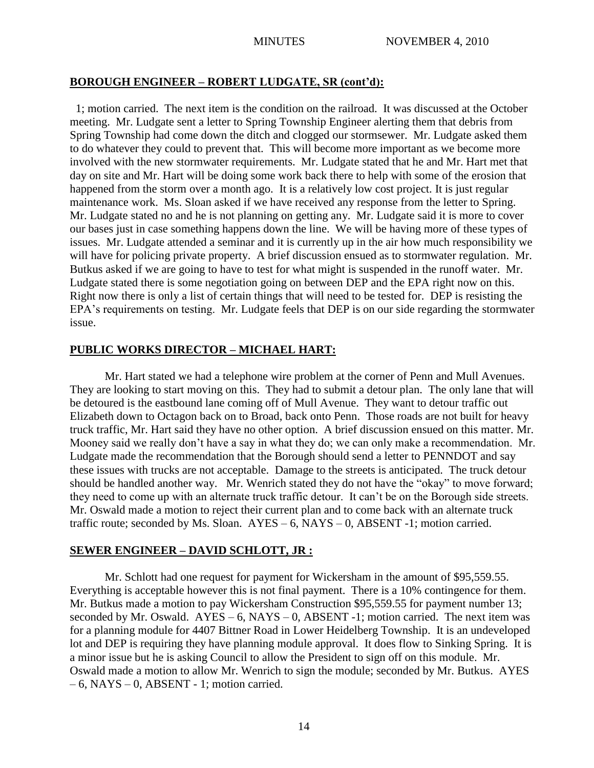**BOROUGH ENGINEER – ROBERT LUDGATE, SR (cont'd):**

1; motion carried. The next item is the condition on the railroad. It was discussed at the October meeting. Mr. Ludgate sent a letter to Spring Township Engineer alerting them that debris from Spring Township had come down the ditch and clogged our stormsewer. Mr. Ludgate asked them to do whatever they could to prevent that. This will become more important as we become more involved with the new stormwater requirements. Mr. Ludgate stated that he and Mr. Hart met that day on site and Mr. Hart will be doing some work back there to help with some of the erosion that happened from the storm over a month ago. It is a relatively low cost project. It is just regular maintenance work. Ms. Sloan asked if we have received any response from the letter to Spring. Mr. Ludgate stated no and he is not planning on getting any. Mr. Ludgate said it is more to cover our bases just in case something happens down the line. We will be having more of these types of issues. Mr. Ludgate attended a seminar and it is currently up in the air how much responsibility we will have for policing private property. A brief discussion ensued as to stormwater regulation. Mr. Butkus asked if we are going to have to test for what might is suspended in the runoff water. Mr. Ludgate stated there is some negotiation going on between DEP and the EPA right now on this. Right now there is only a list of certain things that will need to be tested for. DEP is resisting the EPA's requirements on testing. Mr. Ludgate feels that DEP is on our side regarding the stormwater issue.

**PUBLIC WORKS DIRECTOR – MICHAEL HART:**

Mr. Hart stated we had a telephone wire problem at the corner of Penn and Mull Avenues. They are looking to start moving on this. They had to submit a detour plan. The only lane that will be detoured is the eastbound lane coming off of Mull Avenue. They want to detour traffic out Elizabeth down to Octagon back on to Broad, back onto Penn. Those roads are not built for heavy truck traffic, Mr. Hart said they have no other option. A brief discussion ensued on this matter. Mr. Mooney said we really don't have a say in what they do; we can only make a recommendation. Mr. Ludgate made the recommendation that the Borough should send a letter to PENNDOT and say these issues with trucks are not acceptable. Damage to the streets is anticipated. The truck detour should be handled another way. Mr. Wenrich stated they do not have the "okay" to move forward; they need to come up with an alternate truck traffic detour. It can't be on the Borough side streets. Mr. Oswald made a motion to reject their current plan and to come back with an alternate truck traffic route; seconded by Ms. Sloan. AYES – 6, NAYS – 0, ABSENT -1; motion carried.

**SEWER ENGINEER – DAVID SCHLOTT, JR :**

Mr. Schlott had one request for payment for Wickersham in the amount of $95,559.55. Everything is acceptable however this is not final payment. There is a 10% contingence for them. Mr. Butkus made a motion to pay Wickersham Construction $95,559.55 for payment number 13; seconded by Mr. Oswald. AYES – 6, NAYS – 0, ABSENT -1; motion carried. The next item was for a planning module for 4407 Bittner Road in Lower Heidelberg Township. It is an undeveloped lot and DEP is requiring they have planning module approval. It does flow to Sinking Spring. It is a minor issue but he is asking Council to allow the President to sign off on this module. Mr. Oswald made a motion to allow Mr. Wenrich to sign the module; seconded by Mr. Butkus. AYES – 6, NAYS – 0, ABSENT - 1; motion carried.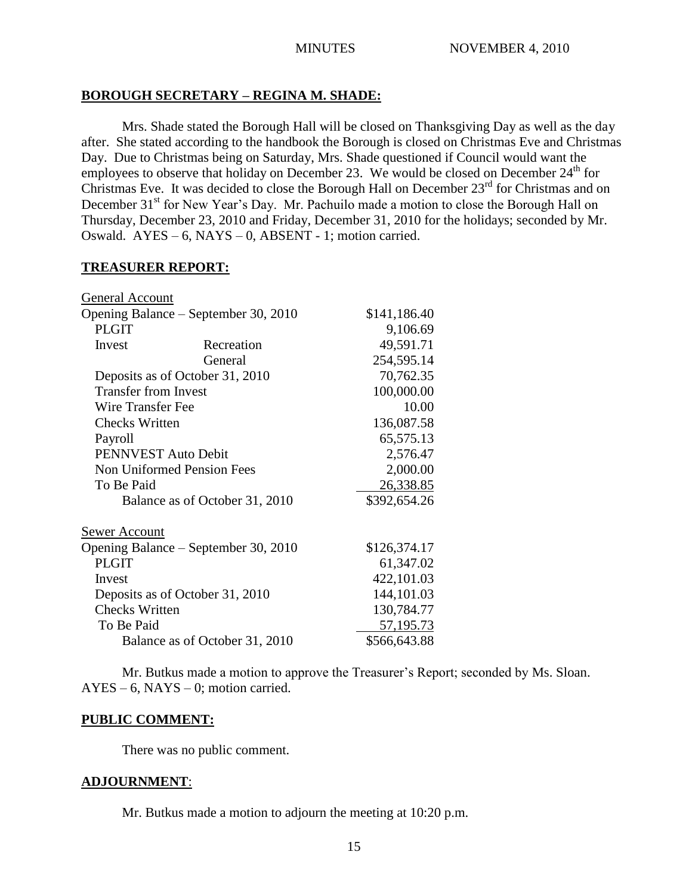## BOROUGH SECRETARY – REGINA M. SHADE:

Mrs. Shade stated the Borough Hall will be closed on Thanksgiving Day as well as the day after. She stated according to the handbook the Borough is closed on Christmas Eve and Christmas Day. Due to Christmas being on Saturday, Mrs. Shade questioned if Council would want the employees to observe that holiday on December 23. We would be closed on December 24th for Christmas Eve. It was decided to close the Borough Hall on December 23rd for Christmas and on December 31st for New Year's Day. Mr. Pachuilo made a motion to close the Borough Hall on Thursday, December 23, 2010 and Friday, December 31, 2010 for the holidays; seconded by Mr. Oswald. AYES – 6, NAYS – 0, ABSENT - 1; motion carried.

## TREASURER REPORT:

| General Account | | |
|---|---|---|
| Opening Balance – September 30, 2010 | | $141,186.40 |
| PLGIT | | 9,106.69 |
| Invest | Recreation | 49,591.71 |
| | General | 254,595.14 |
| Deposits as of October 31, 2010 | | 70,762.35 |
| Transfer from Invest | | 100,000.00 |
| Wire Transfer Fee | | 10.00 |
| Checks Written | | 136,087.58 |
| Payroll | | 65,575.13 |
| PENNVEST Auto Debit | | 2,576.47 |
| Non Uniformed Pension Fees | | 2,000.00 |
| To Be Paid | | 26,338.85 |
| Balance as of October 31, 2010 | | $392,654.26 |

| Sewer Account | |
|---|---|
| Opening Balance – September 30, 2010 | $126,374.17 |
| PLGIT | 61,347.02 |
| Invest | 422,101.03 |
| Deposits as of October 31, 2010 | 144,101.03 |
| Checks Written | 130,784.77 |
| To Be Paid | 57,195.73 |
| Balance as of October 31, 2010 | $566,643.88 |

Mr. Butkus made a motion to approve the Treasurer's Report; seconded by Ms. Sloan. AYES – 6, NAYS – 0; motion carried.

## PUBLIC COMMENT:

There was no public comment.

## ADJOURNMENT:

Mr. Butkus made a motion to adjourn the meeting at 10:20 p.m.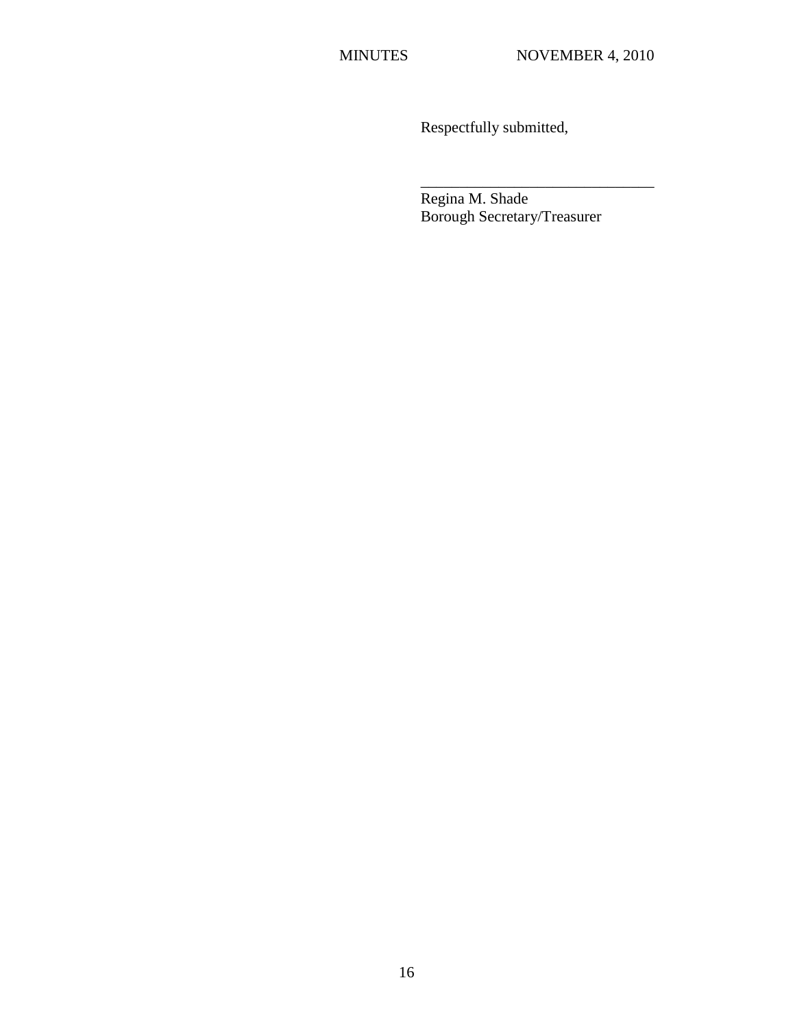Respectfully submitted,

\_\_\_\_\_\_\_\_\_\_\_\_\_\_\_\_\_\_\_\_\_\_\_\_\_\_\_\_\_\_\_

Regina M. Shade
Borough Secretary/Treasurer